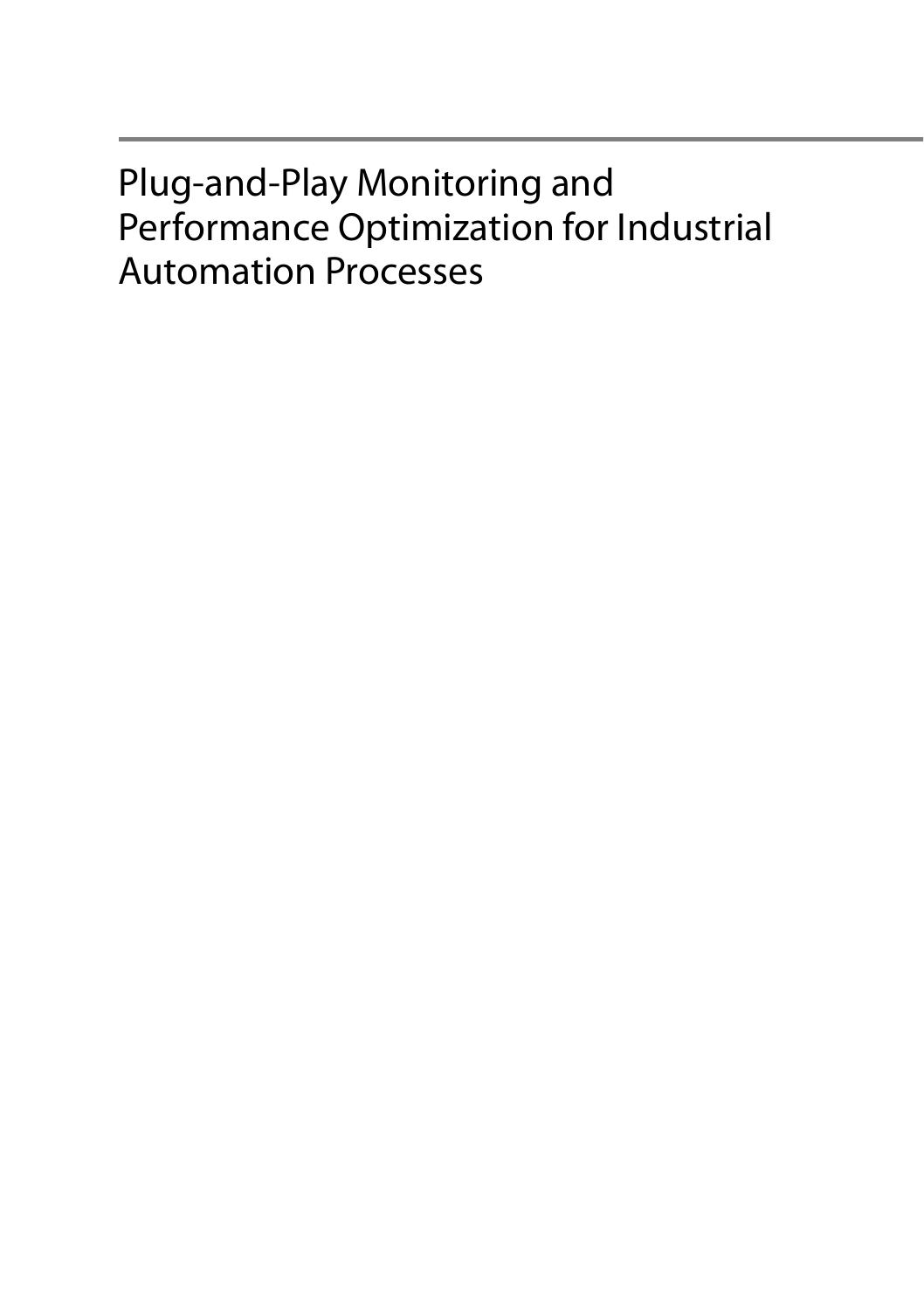# Plug-and-Play Monitoring and Performance Optimization for Industrial Automation Processes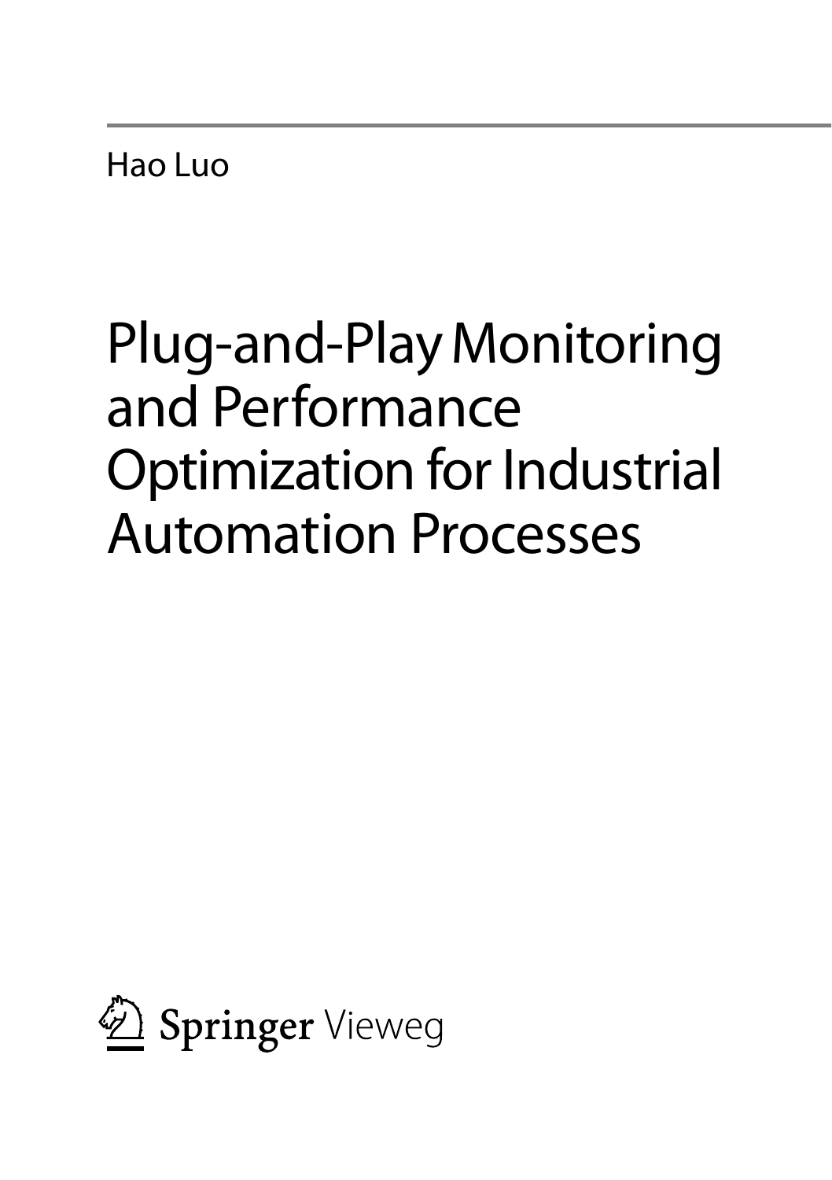Hao Luo

# Plug-and-Play Monitoring and Performance Optimization for Industrial Automation Processes

Springer Vieweg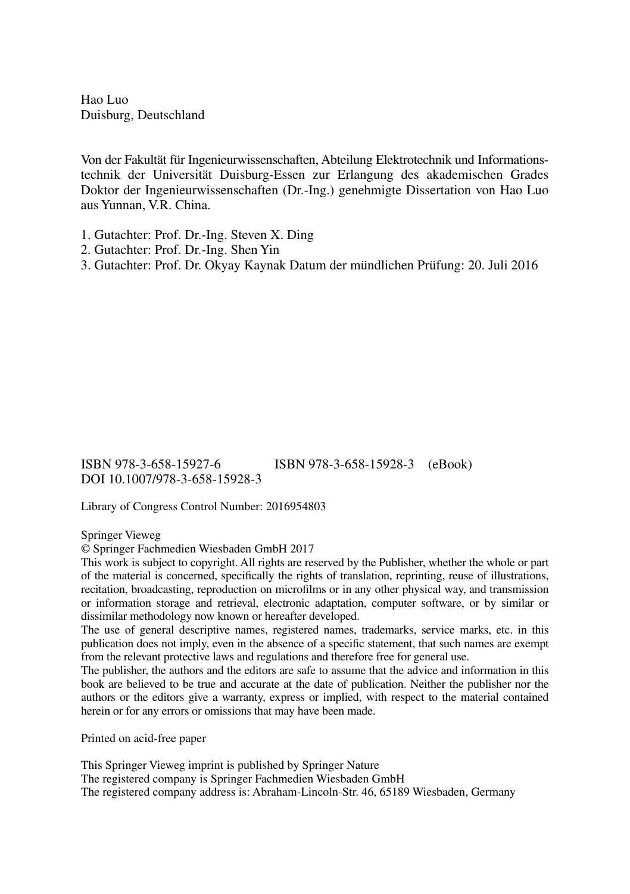Hao Luo
Duisburg, Deutschland

Von der Fakultät für Ingenieurwissenschaften, Abteilung Elektrotechnik und Informationstechnik der Universität Duisburg-Essen zur Erlangung des akademischen Grades Doktor der Ingenieurwissenschaften (Dr.-Ing.) genehmigte Dissertation von Hao Luo aus Yunnan, V.R. China.

1. Gutachter: Prof. Dr.-Ing. Steven X. Ding
2. Gutachter: Prof. Dr.-Ing. Shen Yin
3. Gutachter: Prof. Dr. Okyay Kaynak Datum der mündlichen Prüfung: 20. Juli 2016

ISBN 978-3-658-15927-6 ISBN 978-3-658-15928-3 (eBook)
DOI 10.1007/978-3-658-15928-3

Library of Congress Control Number: 2016954803

Springer Vieweg
© Springer Fachmedien Wiesbaden GmbH 2017
This work is subject to copyright. All rights are reserved by the Publisher, whether the whole or part of the material is concerned, specifically the rights of translation, reprinting, reuse of illustrations, recitation, broadcasting, reproduction on microfilms or in any other physical way, and transmission or information storage and retrieval, electronic adaptation, computer software, or by similar or dissimilar methodology now known or hereafter developed.
The use of general descriptive names, registered names, trademarks, service marks, etc. in this publication does not imply, even in the absence of a specific statement, that such names are exempt from the relevant protective laws and regulations and therefore free for general use.
The publisher, the authors and the editors are safe to assume that the advice and information in this book are believed to be true and accurate at the date of publication. Neither the publisher nor the authors or the editors give a warranty, express or implied, with respect to the material contained herein or for any errors or omissions that may have been made.

Printed on acid-free paper

This Springer Vieweg imprint is published by Springer Nature
The registered company is Springer Fachmedien Wiesbaden GmbH
The registered company address is: Abraham-Lincoln-Str. 46, 65189 Wiesbaden, Germany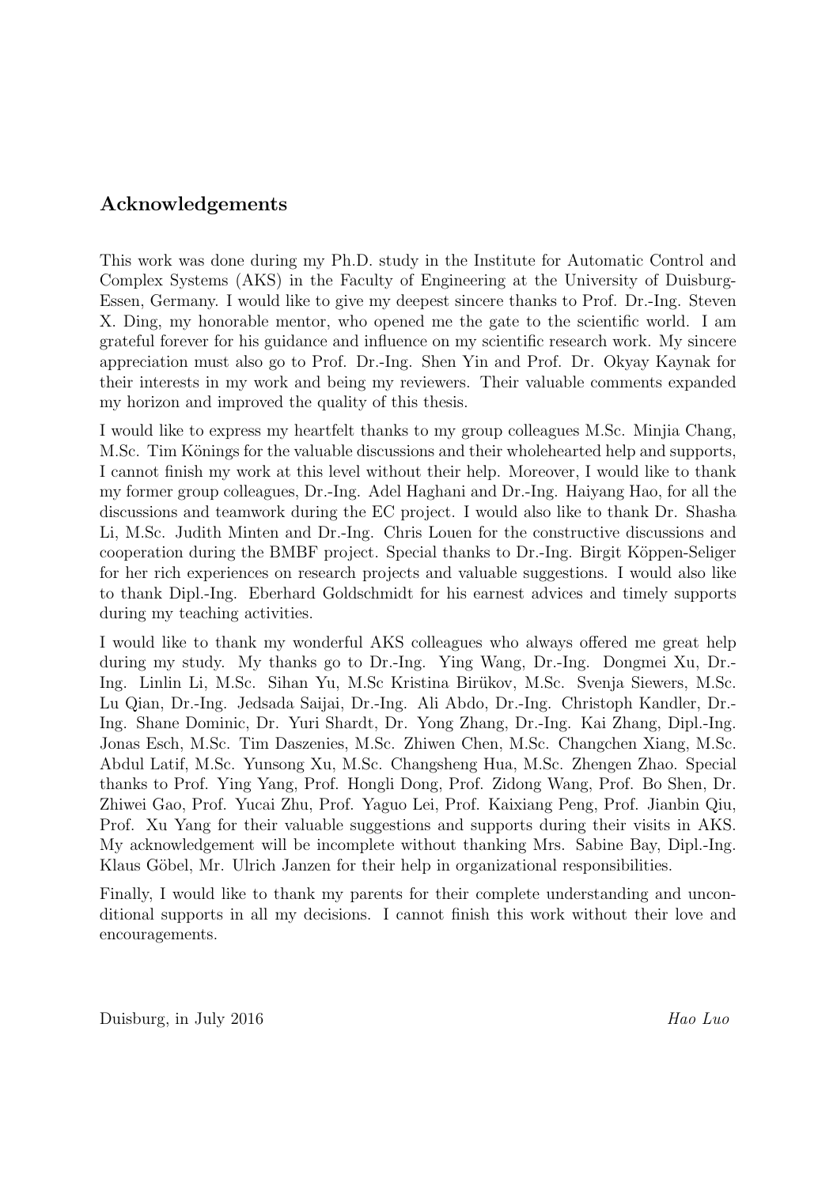## Acknowledgements

This work was done during my Ph.D. study in the Institute for Automatic Control and Complex Systems (AKS) in the Faculty of Engineering at the University of Duisburg-Essen, Germany. I would like to give my deepest sincere thanks to Prof. Dr.-Ing. Steven X. Ding, my honorable mentor, who opened me the gate to the scientific world. I am grateful forever for his guidance and influence on my scientific research work. My sincere appreciation must also go to Prof. Dr.-Ing. Shen Yin and Prof. Dr. Okyay Kaynak for their interests in my work and being my reviewers. Their valuable comments expanded my horizon and improved the quality of this thesis.

I would like to express my heartfelt thanks to my group colleagues M.Sc. Minjia Chang, M.Sc. Tim Könings for the valuable discussions and their wholehearted help and supports, I cannot finish my work at this level without their help. Moreover, I would like to thank my former group colleagues, Dr.-Ing. Adel Haghani and Dr.-Ing. Haiyang Hao, for all the discussions and teamwork during the EC project. I would also like to thank Dr. Shasha Li, M.Sc. Judith Minten and Dr.-Ing. Chris Louen for the constructive discussions and cooperation during the BMBF project. Special thanks to Dr.-Ing. Birgit Köppen-Seliger for her rich experiences on research projects and valuable suggestions. I would also like to thank Dipl.-Ing. Eberhard Goldschmidt for his earnest advices and timely supports during my teaching activities.

I would like to thank my wonderful AKS colleagues who always offered me great help during my study. My thanks go to Dr.-Ing. Ying Wang, Dr.-Ing. Dongmei Xu, Dr.-Ing. Linlin Li, M.Sc. Sihan Yu, M.Sc Kristina Birükov, M.Sc. Svenja Siewers, M.Sc. Lu Qian, Dr.-Ing. Jedsada Saijai, Dr.-Ing. Ali Abdo, Dr.-Ing. Christoph Kandler, Dr.-Ing. Shane Dominic, Dr. Yuri Shardt, Dr. Yong Zhang, Dr.-Ing. Kai Zhang, Dipl.-Ing. Jonas Esch, M.Sc. Tim Daszenies, M.Sc. Zhiwen Chen, M.Sc. Changchen Xiang, M.Sc. Abdul Latif, M.Sc. Yunsong Xu, M.Sc. Changsheng Hua, M.Sc. Zhengen Zhao. Special thanks to Prof. Ying Yang, Prof. Hongli Dong, Prof. Zidong Wang, Prof. Bo Shen, Dr. Zhiwei Gao, Prof. Yucai Zhu, Prof. Yaguo Lei, Prof. Kaixiang Peng, Prof. Jianbin Qiu, Prof. Xu Yang for their valuable suggestions and supports during their visits in AKS. My acknowledgement will be incomplete without thanking Mrs. Sabine Bay, Dipl.-Ing. Klaus Göbel, Mr. Ulrich Janzen for their help in organizational responsibilities.

Finally, I would like to thank my parents for their complete understanding and unconditional supports in all my decisions. I cannot finish this work without their love and encouragements.

Duisburg, in July 2016 *Hao Luo*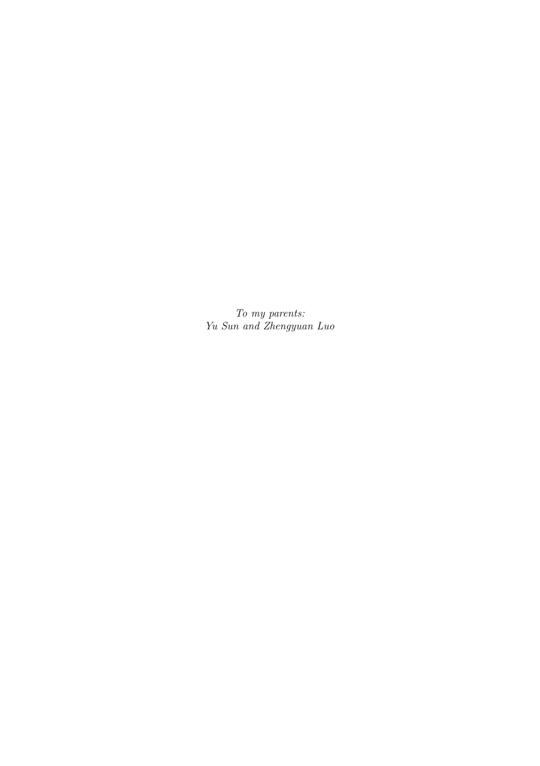*To my parents:*
*Yu Sun and Zhengyuan Luo*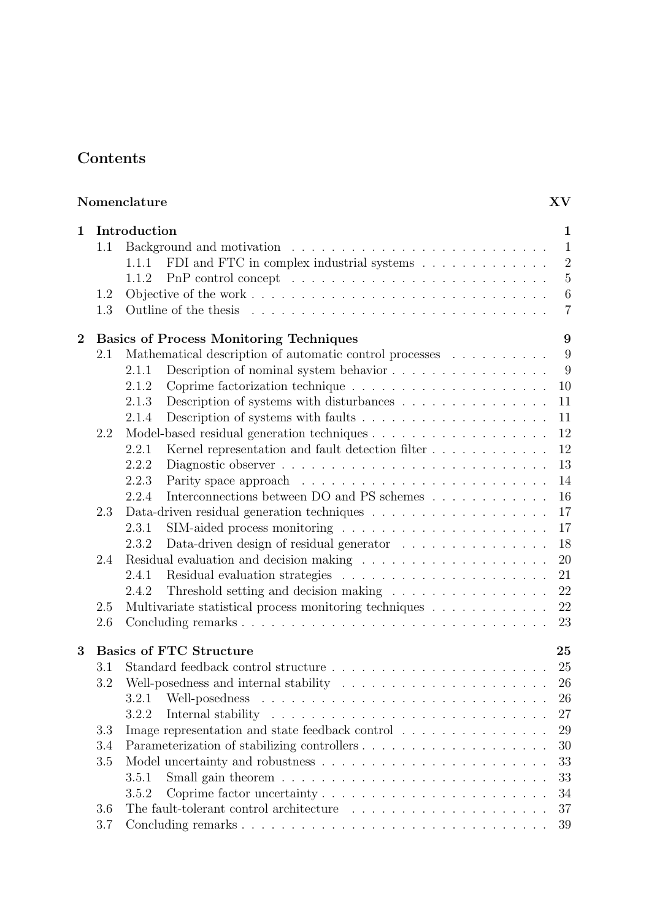# Contents

**Nomenclature** **XV**

**1 Introduction** **1**

- 1.1 Background and motivation . . . 1
  - 1.1.1 FDI and FTC in complex industrial systems . . . 2
  - 1.1.2 PnP control concept . . . 5
- 1.2 Objective of the work . . . 6
- 1.3 Outline of the thesis . . . 7

**2 Basics of Process Monitoring Techniques** **9**

- 2.1 Mathematical description of automatic control processes . . . 9
  - 2.1.1 Description of nominal system behavior . . . 9
  - 2.1.2 Coprime factorization technique . . . 10
  - 2.1.3 Description of systems with disturbances . . . 11
  - 2.1.4 Description of systems with faults . . . 11
- 2.2 Model-based residual generation techniques . . . 12
  - 2.2.1 Kernel representation and fault detection filter . . . 12
  - 2.2.2 Diagnostic observer . . . 13
  - 2.2.3 Parity space approach . . . 14
  - 2.2.4 Interconnections between DO and PS schemes . . . 16
- 2.3 Data-driven residual generation techniques . . . 17
  - 2.3.1 SIM-aided process monitoring . . . 17
  - 2.3.2 Data-driven design of residual generator . . . 18
- 2.4 Residual evaluation and decision making . . . 20
  - 2.4.1 Residual evaluation strategies . . . 21
  - 2.4.2 Threshold setting and decision making . . . 22
- 2.5 Multivariate statistical process monitoring techniques . . . 22
- 2.6 Concluding remarks . . . 23

**3 Basics of FTC Structure** **25**

- 3.1 Standard feedback control structure . . . 25
- 3.2 Well-posedness and internal stability . . . 26
  - 3.2.1 Well-posedness . . . 26
  - 3.2.2 Internal stability . . . 27
- 3.3 Image representation and state feedback control . . . 29
- 3.4 Parameterization of stabilizing controllers . . . 30
- 3.5 Model uncertainty and robustness . . . 33
  - 3.5.1 Small gain theorem . . . 33
  - 3.5.2 Coprime factor uncertainty . . . 34
- 3.6 The fault-tolerant control architecture . . . 37
- 3.7 Concluding remarks . . . 39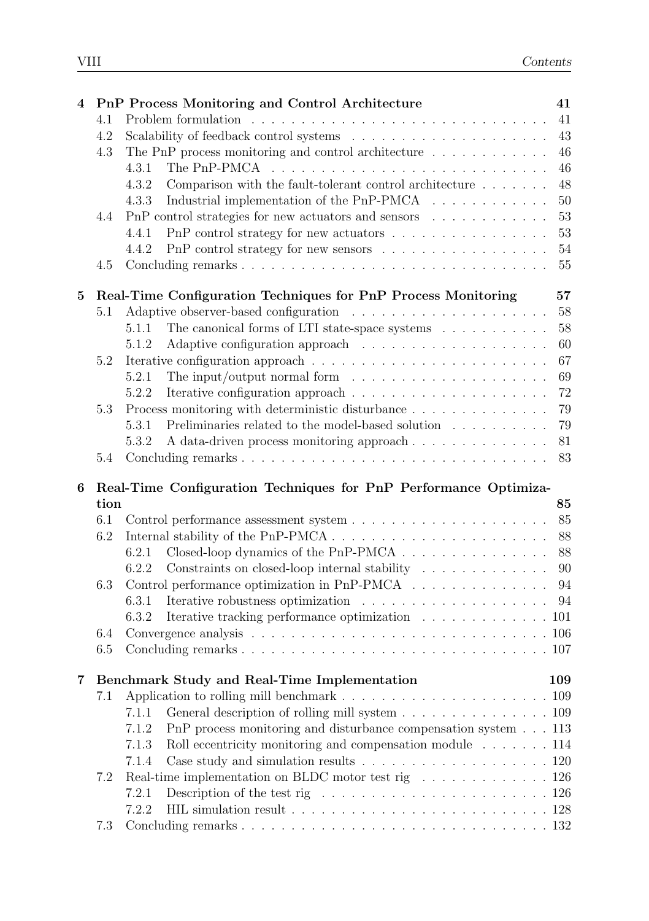**4 PnP Process Monitoring and Control Architecture** 41

- 4.1 Problem formulation 41
- 4.2 Scalability of feedback control systems 43
- 4.3 The PnP process monitoring and control architecture 46
  - 4.3.1 The PnP-PMCA 46
  - 4.3.2 Comparison with the fault-tolerant control architecture 48
  - 4.3.3 Industrial implementation of the PnP-PMCA 50
- 4.4 PnP control strategies for new actuators and sensors 53
  - 4.4.1 PnP control strategy for new actuators 53
  - 4.4.2 PnP control strategy for new sensors 54
- 4.5 Concluding remarks 55

**5 Real-Time Configuration Techniques for PnP Process Monitoring** 57

- 5.1 Adaptive observer-based configuration 58
  - 5.1.1 The canonical forms of LTI state-space systems 58
  - 5.1.2 Adaptive configuration approach 60
- 5.2 Iterative configuration approach 67
  - 5.2.1 The input/output normal form 69
  - 5.2.2 Iterative configuration approach 72
- 5.3 Process monitoring with deterministic disturbance 79
  - 5.3.1 Preliminaries related to the model-based solution 79
  - 5.3.2 A data-driven process monitoring approach 81
- 5.4 Concluding remarks 83

**6 Real-Time Configuration Techniques for PnP Performance Optimization** 85

- 6.1 Control performance assessment system 85
- 6.2 Internal stability of the PnP-PMCA 88
  - 6.2.1 Closed-loop dynamics of the PnP-PMCA 88
  - 6.2.2 Constraints on closed-loop internal stability 90
- 6.3 Control performance optimization in PnP-PMCA 94
  - 6.3.1 Iterative robustness optimization 94
  - 6.3.2 Iterative tracking performance optimization 101
- 6.4 Convergence analysis 106
- 6.5 Concluding remarks 107

**7 Benchmark Study and Real-Time Implementation** 109

- 7.1 Application to rolling mill benchmark 109
  - 7.1.1 General description of rolling mill system 109
  - 7.1.2 PnP process monitoring and disturbance compensation system 113
  - 7.1.3 Roll eccentricity monitoring and compensation module 114
  - 7.1.4 Case study and simulation results 120
- 7.2 Real-time implementation on BLDC motor test rig 126
  - 7.2.1 Description of the test rig 126
  - 7.2.2 HIL simulation result 128
- 7.3 Concluding remarks 132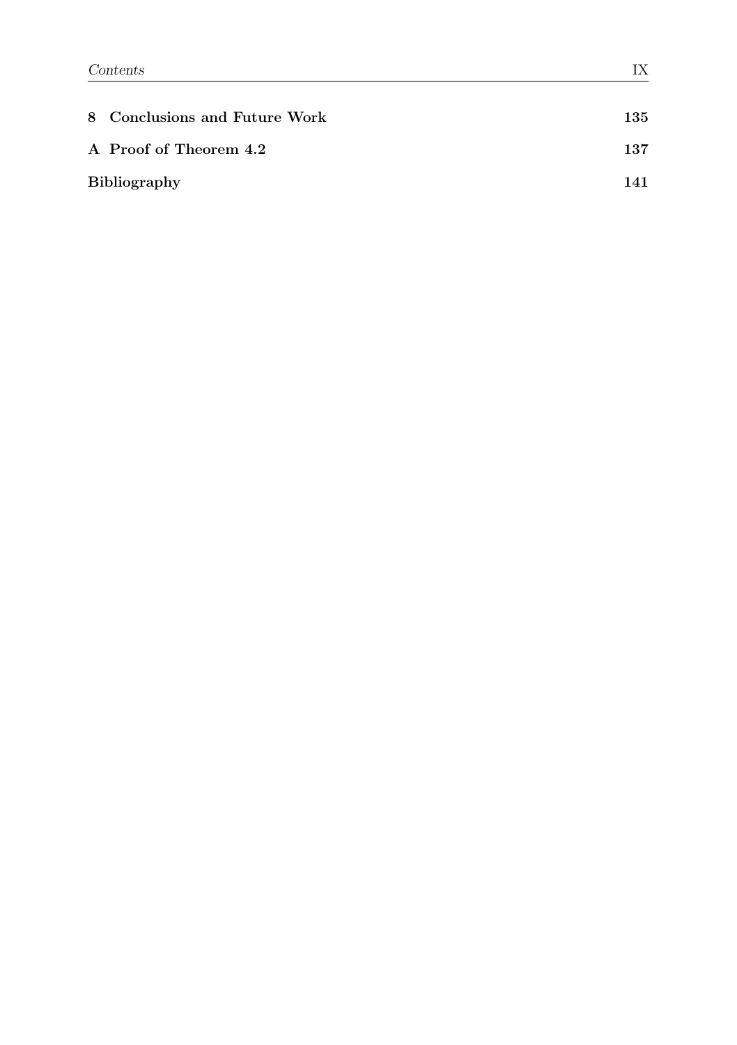**8 Conclusions and Future Work** **135**

**A Proof of Theorem 4.2** **137**

**Bibliography** **141**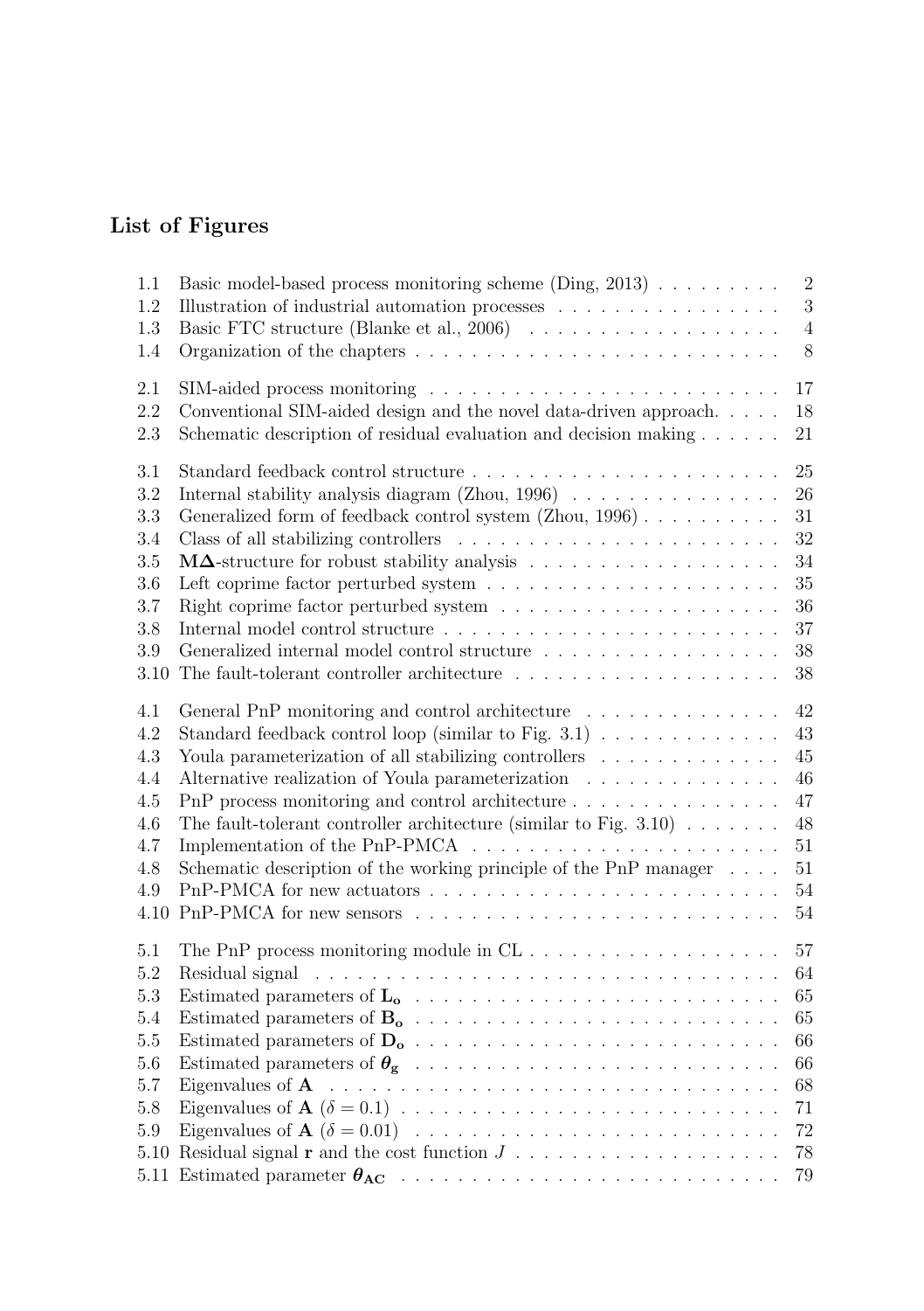## List of Figures

| | | |
|---|---|---|
| 1.1 | Basic model-based process monitoring scheme (Ding, 2013) | 2 |
| 1.2 | Illustration of industrial automation processes | 3 |
| 1.3 | Basic FTC structure (Blanke et al., 2006) | 4 |
| 1.4 | Organization of the chapters | 8 |
| 2.1 | SIM-aided process monitoring | 17 |
| 2.2 | Conventional SIM-aided design and the novel data-driven approach. | 18 |
| 2.3 | Schematic description of residual evaluation and decision making | 21 |
| 3.1 | Standard feedback control structure | 25 |
| 3.2 | Internal stability analysis diagram (Zhou, 1996) | 26 |
| 3.3 | Generalized form of feedback control system (Zhou, 1996) | 31 |
| 3.4 | Class of all stabilizing controllers | 32 |
| 3.5 | $\mathbf{M}\boldsymbol{\Delta}$-structure for robust stability analysis | 34 |
| 3.6 | Left coprime factor perturbed system | 35 |
| 3.7 | Right coprime factor perturbed system | 36 |
| 3.8 | Internal model control structure | 37 |
| 3.9 | Generalized internal model control structure | 38 |
| 3.10 | The fault-tolerant controller architecture | 38 |
| 4.1 | General PnP monitoring and control architecture | 42 |
| 4.2 | Standard feedback control loop (similar to Fig. 3.1) | 43 |
| 4.3 | Youla parameterization of all stabilizing controllers | 45 |
| 4.4 | Alternative realization of Youla parameterization | 46 |
| 4.5 | PnP process monitoring and control architecture | 47 |
| 4.6 | The fault-tolerant controller architecture (similar to Fig. 3.10) | 48 |
| 4.7 | Implementation of the PnP-PMCA | 51 |
| 4.8 | Schematic description of the working principle of the PnP manager | 51 |
| 4.9 | PnP-PMCA for new actuators | 54 |
| 4.10 | PnP-PMCA for new sensors | 54 |
| 5.1 | The PnP process monitoring module in CL | 57 |
| 5.2 | Residual signal | 64 |
| 5.3 | Estimated parameters of $\mathbf{L_o}$ | 65 |
| 5.4 | Estimated parameters of $\mathbf{B_o}$ | 65 |
| 5.5 | Estimated parameters of $\mathbf{D_o}$ | 66 |
| 5.6 | Estimated parameters of $\boldsymbol{\theta}_{\mathbf{g}}$ | 66 |
| 5.7 | Eigenvalues of $\mathbf{A}$ | 68 |
| 5.8 | Eigenvalues of $\mathbf{A}$ ($\delta = 0.1$) | 71 |
| 5.9 | Eigenvalues of $\mathbf{A}$ ($\delta = 0.01$) | 72 |
| 5.10 | Residual signal $\mathbf{r}$ and the cost function $J$ | 78 |
| 5.11 | Estimated parameter $\boldsymbol{\theta}_{\mathbf{AC}}$ | 79 |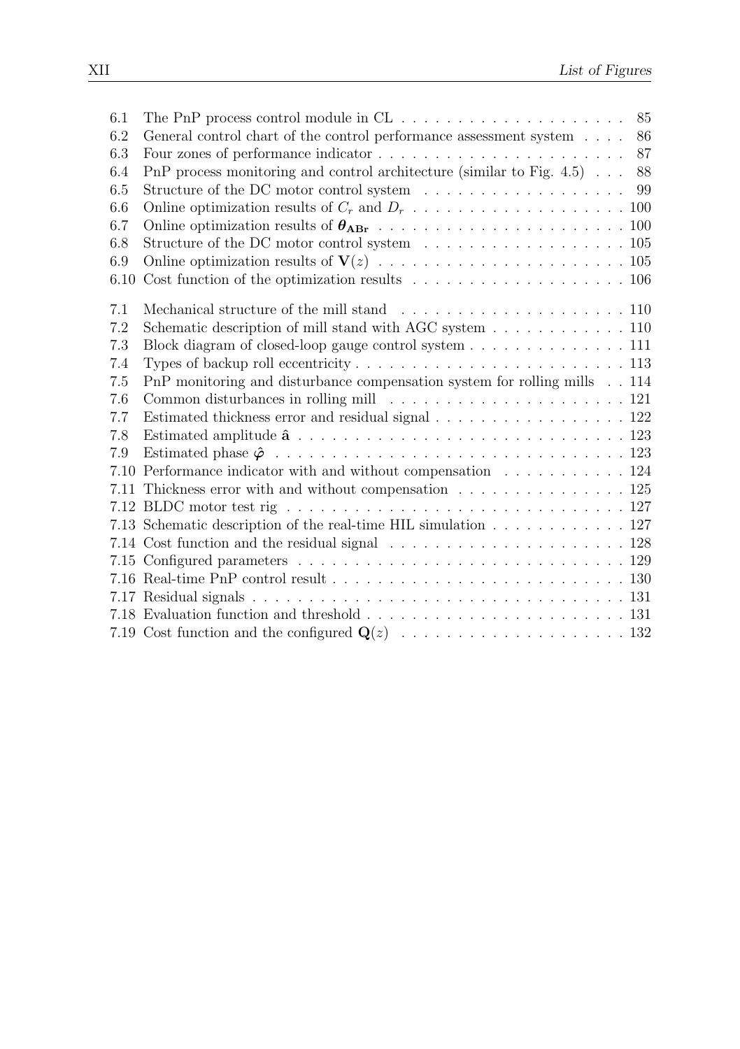| | | |
|---|---|---|
| 6.1 | The PnP process control module in CL | 85 |
| 6.2 | General control chart of the control performance assessment system | 86 |
| 6.3 | Four zones of performance indicator | 87 |
| 6.4 | PnP process monitoring and control architecture (similar to Fig. 4.5) | 88 |
| 6.5 | Structure of the DC motor control system | 99 |
| 6.6 | Online optimization results of $C_r$ and $D_r$ | 100 |
| 6.7 | Online optimization results of $\boldsymbol{\theta}_{\mathbf{ABr}}$ | 100 |
| 6.8 | Structure of the DC motor control system | 105 |
| 6.9 | Online optimization results of $\mathbf{V}(z)$ | 105 |
| 6.10 | Cost function of the optimization results | 106 |
| 7.1 | Mechanical structure of the mill stand | 110 |
| 7.2 | Schematic description of mill stand with AGC system | 110 |
| 7.3 | Block diagram of closed-loop gauge control system | 111 |
| 7.4 | Types of backup roll eccentricity | 113 |
| 7.5 | PnP monitoring and disturbance compensation system for rolling mills | 114 |
| 7.6 | Common disturbances in rolling mill | 121 |
| 7.7 | Estimated thickness error and residual signal | 122 |
| 7.8 | Estimated amplitude $\hat{\mathbf{a}}$ | 123 |
| 7.9 | Estimated phase $\hat{\boldsymbol{\varphi}}$ | 123 |
| 7.10 | Performance indicator with and without compensation | 124 |
| 7.11 | Thickness error with and without compensation | 125 |
| 7.12 | BLDC motor test rig | 127 |
| 7.13 | Schematic description of the real-time HIL simulation | 127 |
| 7.14 | Cost function and the residual signal | 128 |
| 7.15 | Configured parameters | 129 |
| 7.16 | Real-time PnP control result | 130 |
| 7.17 | Residual signals | 131 |
| 7.18 | Evaluation function and threshold | 131 |
| 7.19 | Cost function and the configured $\mathbf{Q}(z)$ | 132 |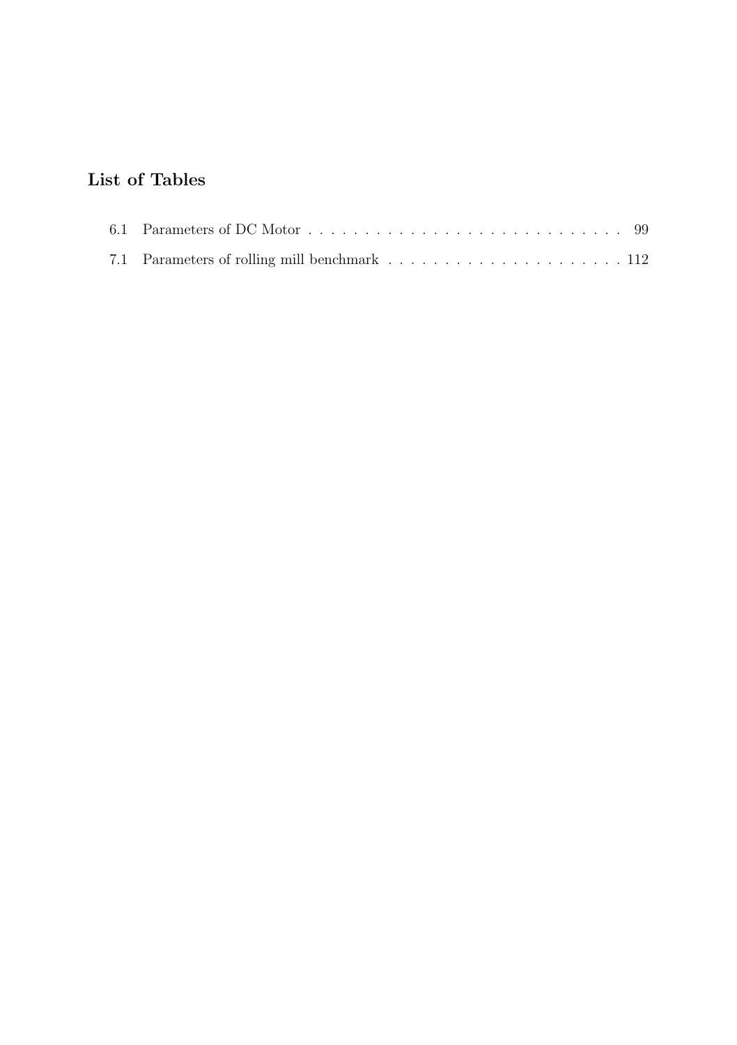# List of Tables

6.1 Parameters of DC Motor . . . . . . . . . . . . . . . . . . . . . . . . . . . . . 99

7.1 Parameters of rolling mill benchmark . . . . . . . . . . . . . . . . . . . . . . 112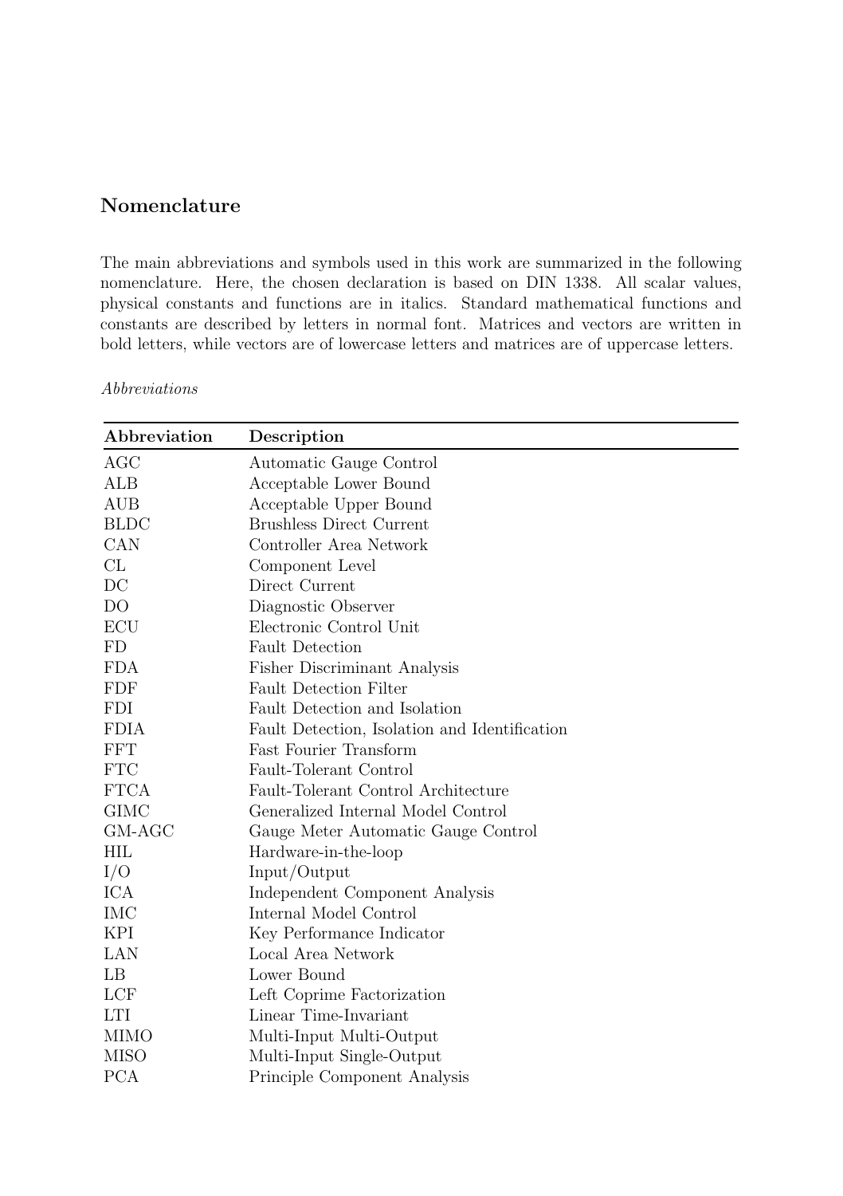## Nomenclature

The main abbreviations and symbols used in this work are summarized in the following nomenclature. Here, the chosen declaration is based on DIN 1338. All scalar values, physical constants and functions are in italics. Standard mathematical functions and constants are described by letters in normal font. Matrices and vectors are written in bold letters, while vectors are of lowercase letters and matrices are of uppercase letters.

*Abbreviations*

| Abbreviation | Description |
|---|---|
| AGC | Automatic Gauge Control |
| ALB | Acceptable Lower Bound |
| AUB | Acceptable Upper Bound |
| BLDC | Brushless Direct Current |
| CAN | Controller Area Network |
| CL | Component Level |
| DC | Direct Current |
| DO | Diagnostic Observer |
| ECU | Electronic Control Unit |
| FD | Fault Detection |
| FDA | Fisher Discriminant Analysis |
| FDF | Fault Detection Filter |
| FDI | Fault Detection and Isolation |
| FDIA | Fault Detection, Isolation and Identification |
| FFT | Fast Fourier Transform |
| FTC | Fault-Tolerant Control |
| FTCA | Fault-Tolerant Control Architecture |
| GIMC | Generalized Internal Model Control |
| GM-AGC | Gauge Meter Automatic Gauge Control |
| HIL | Hardware-in-the-loop |
| I/O | Input/Output |
| ICA | Independent Component Analysis |
| IMC | Internal Model Control |
| KPI | Key Performance Indicator |
| LAN | Local Area Network |
| LB | Lower Bound |
| LCF | Left Coprime Factorization |
| LTI | Linear Time-Invariant |
| MIMO | Multi-Input Multi-Output |
| MISO | Multi-Input Single-Output |
| PCA | Principle Component Analysis |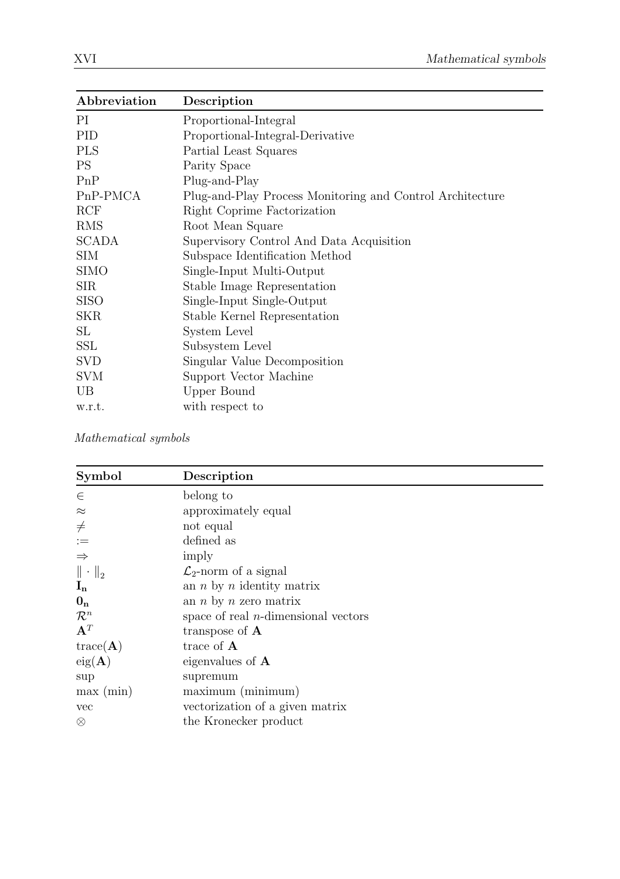| Abbreviation | Description |
|---|---|
| PI | Proportional-Integral |
| PID | Proportional-Integral-Derivative |
| PLS | Partial Least Squares |
| PS | Parity Space |
| PnP | Plug-and-Play |
| PnP-PMCA | Plug-and-Play Process Monitoring and Control Architecture |
| RCF | Right Coprime Factorization |
| RMS | Root Mean Square |
| SCADA | Supervisory Control And Data Acquisition |
| SIM | Subspace Identification Method |
| SIMO | Single-Input Multi-Output |
| SIR | Stable Image Representation |
| SISO | Single-Input Single-Output |
| SKR | Stable Kernel Representation |
| SL | System Level |
| SSL | Subsystem Level |
| SVD | Singular Value Decomposition |
| SVM | Support Vector Machine |
| UB | Upper Bound |
| w.r.t. | with respect to |

*Mathematical symbols*

| Symbol | Description |
|---|---|
| $\in$ | belong to |
| $\approx$ | approximately equal |
| $\neq$ | not equal |
| $:=$ | defined as |
| $\Rightarrow$ | imply |
| $\Vert \cdot \Vert_2$ | $\mathcal{L}_2$-norm of a signal |
| $\mathbf{I_n}$ | an $n$ by $n$ identity matrix |
| $\mathbf{0_n}$ | an $n$ by $n$ zero matrix |
| $\mathcal{R}^n$ | space of real $n$-dimensional vectors |
| $\mathbf{A}^T$ | transpose of $\mathbf{A}$ |
| $\text{trace}(\mathbf{A})$ | trace of $\mathbf{A}$ |
| $\text{eig}(\mathbf{A})$ | eigenvalues of $\mathbf{A}$ |
| sup | supremum |
| max (min) | maximum (minimum) |
| vec | vectorization of a given matrix |
| $\otimes$ | the Kronecker product |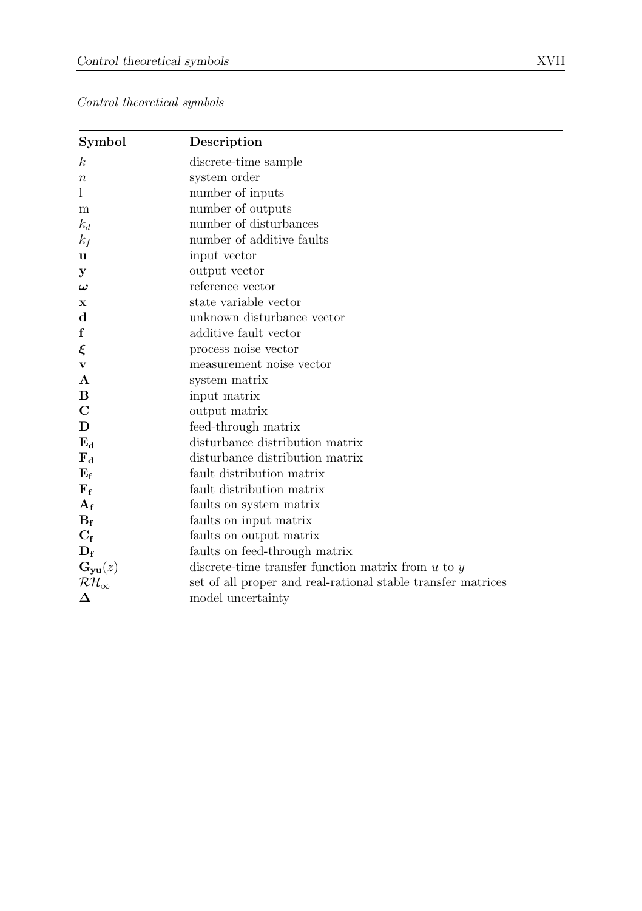*Control theoretical symbols*

| Symbol | Description |
|---|---|
| $k$ | discrete-time sample |
| $n$ | system order |
| $\mathrm{l}$ | number of inputs |
| $\mathrm{m}$ | number of outputs |
| $k_d$ | number of disturbances |
| $k_f$ | number of additive faults |
| $\mathbf{u}$ | input vector |
| $\mathbf{y}$ | output vector |
| $\boldsymbol{\omega}$ | reference vector |
| $\mathbf{x}$ | state variable vector |
| $\mathbf{d}$ | unknown disturbance vector |
| $\mathbf{f}$ | additive fault vector |
| $\boldsymbol{\xi}$ | process noise vector |
| $\mathbf{v}$ | measurement noise vector |
| $\mathbf{A}$ | system matrix |
| $\mathbf{B}$ | input matrix |
| $\mathbf{C}$ | output matrix |
| $\mathbf{D}$ | feed-through matrix |
| $\mathbf{E_d}$ | disturbance distribution matrix |
| $\mathbf{F_d}$ | disturbance distribution matrix |
| $\mathbf{E_f}$ | fault distribution matrix |
| $\mathbf{F_f}$ | fault distribution matrix |
| $\mathbf{A_f}$ | faults on system matrix |
| $\mathbf{B_f}$ | faults on input matrix |
| $\mathbf{C_f}$ | faults on output matrix |
| $\mathbf{D_f}$ | faults on feed-through matrix |
| $\mathbf{G_{yu}}(z)$ | discrete-time transfer function matrix from $u$ to $y$ |
| $\mathcal{RH}_\infty$ | set of all proper and real-rational stable transfer matrices |
| $\boldsymbol{\Delta}$ | model uncertainty |